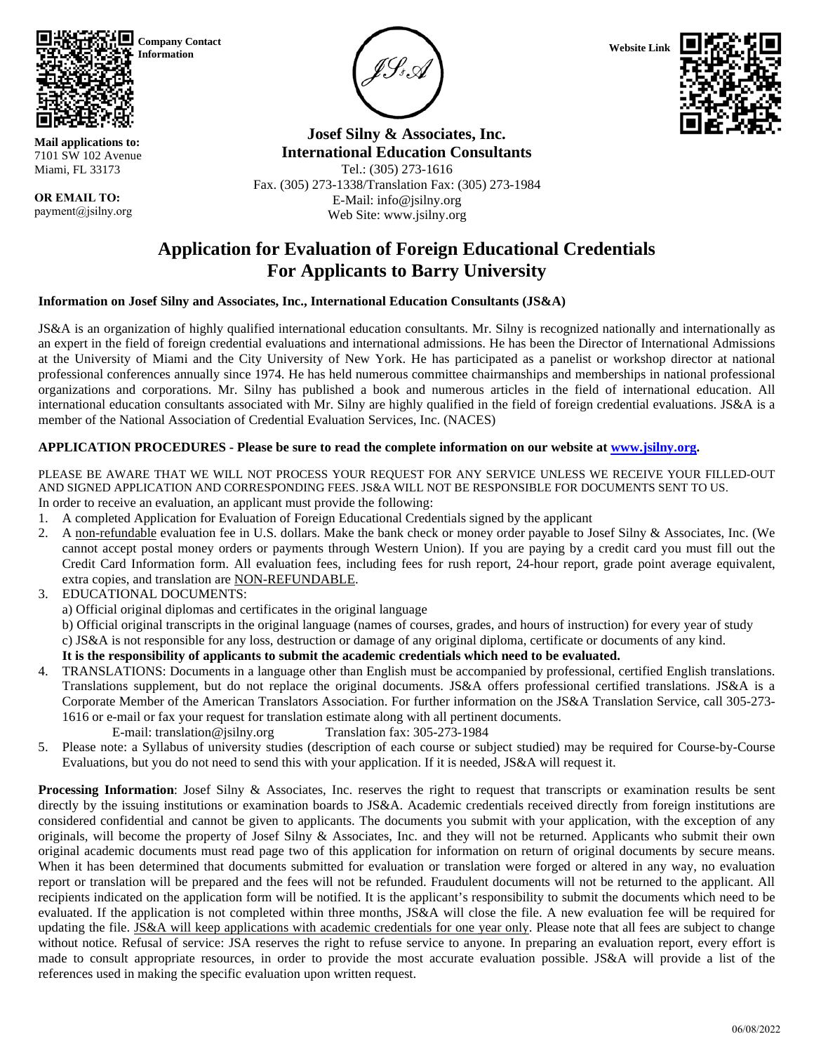Company Contact Information

Website Link

**Mail applications to:**
7101 SW 102 Avenue
Miami, FL 33173

**OR EMAIL TO:**
payment@jsilny.org

**Josef Silny & Associates, Inc.**
**International Education Consultants**
Tel.: (305) 273-1616
Fax. (305) 273-1338/Translation Fax: (305) 273-1984
E-Mail: info@jsilny.org
Web Site: www.jsilny.org

# Application for Evaluation of Foreign Educational Credentials For Applicants to Barry University

**Information on Josef Silny and Associates, Inc., International Education Consultants (JS&A)**

JS&A is an organization of highly qualified international education consultants. Mr. Silny is recognized nationally and internationally as an expert in the field of foreign credential evaluations and international admissions. He has been the Director of International Admissions at the University of Miami and the City University of New York. He has participated as a panelist or workshop director at national professional conferences annually since 1974. He has held numerous committee chairmanships and memberships in national professional organizations and corporations. Mr. Silny has published a book and numerous articles in the field of international education. All international education consultants associated with Mr. Silny are highly qualified in the field of foreign credential evaluations. JS&A is a member of the National Association of Credential Evaluation Services, Inc. (NACES)

**APPLICATION PROCEDURES - Please be sure to read the complete information on our website at www.jsilny.org.**

PLEASE BE AWARE THAT WE WILL NOT PROCESS YOUR REQUEST FOR ANY SERVICE UNLESS WE RECEIVE YOUR FILLED-OUT AND SIGNED APPLICATION AND CORRESPONDING FEES. JS&A WILL NOT BE RESPONSIBLE FOR DOCUMENTS SENT TO US.
In order to receive an evaluation, an applicant must provide the following:

1. A completed Application for Evaluation of Foreign Educational Credentials signed by the applicant
2. A non-refundable evaluation fee in U.S. dollars. Make the bank check or money order payable to Josef Silny & Associates, Inc. (We cannot accept postal money orders or payments through Western Union). If you are paying by a credit card you must fill out the Credit Card Information form. All evaluation fees, including fees for rush report, 24-hour report, grade point average equivalent, extra copies, and translation are NON-REFUNDABLE.
3. EDUCATIONAL DOCUMENTS:
   a) Official original diplomas and certificates in the original language
   b) Official original transcripts in the original language (names of courses, grades, and hours of instruction) for every year of study
   c) JS&A is not responsible for any loss, destruction or damage of any original diploma, certificate or documents of any kind.
   **It is the responsibility of applicants to submit the academic credentials which need to be evaluated.**
4. TRANSLATIONS: Documents in a language other than English must be accompanied by professional, certified English translations. Translations supplement, but do not replace the original documents. JS&A offers professional certified translations. JS&A is a Corporate Member of the American Translators Association. For further information on the JS&A Translation Service, call 305-273-1616 or e-mail or fax your request for translation estimate along with all pertinent documents.
   E-mail: translation@jsilny.org Translation fax: 305-273-1984
5. Please note: a Syllabus of university studies (description of each course or subject studied) may be required for Course-by-Course Evaluations, but you do not need to send this with your application. If it is needed, JS&A will request it.

**Processing Information**: Josef Silny & Associates, Inc. reserves the right to request that transcripts or examination results be sent directly by the issuing institutions or examination boards to JS&A. Academic credentials received directly from foreign institutions are considered confidential and cannot be given to applicants. The documents you submit with your application, with the exception of any originals, will become the property of Josef Silny & Associates, Inc. and they will not be returned. Applicants who submit their own original academic documents must read page two of this application for information on return of original documents by secure means. When it has been determined that documents submitted for evaluation or translation were forged or altered in any way, no evaluation report or translation will be prepared and the fees will not be refunded. Fraudulent documents will not be returned to the applicant. All recipients indicated on the application form will be notified. It is the applicant's responsibility to submit the documents which need to be evaluated. If the application is not completed within three months, JS&A will close the file. A new evaluation fee will be required for updating the file. JS&A will keep applications with academic credentials for one year only. Please note that all fees are subject to change without notice. Refusal of service: JSA reserves the right to refuse service to anyone. In preparing an evaluation report, every effort is made to consult appropriate resources, in order to provide the most accurate evaluation possible. JS&A will provide a list of the references used in making the specific evaluation upon written request.

06/08/2022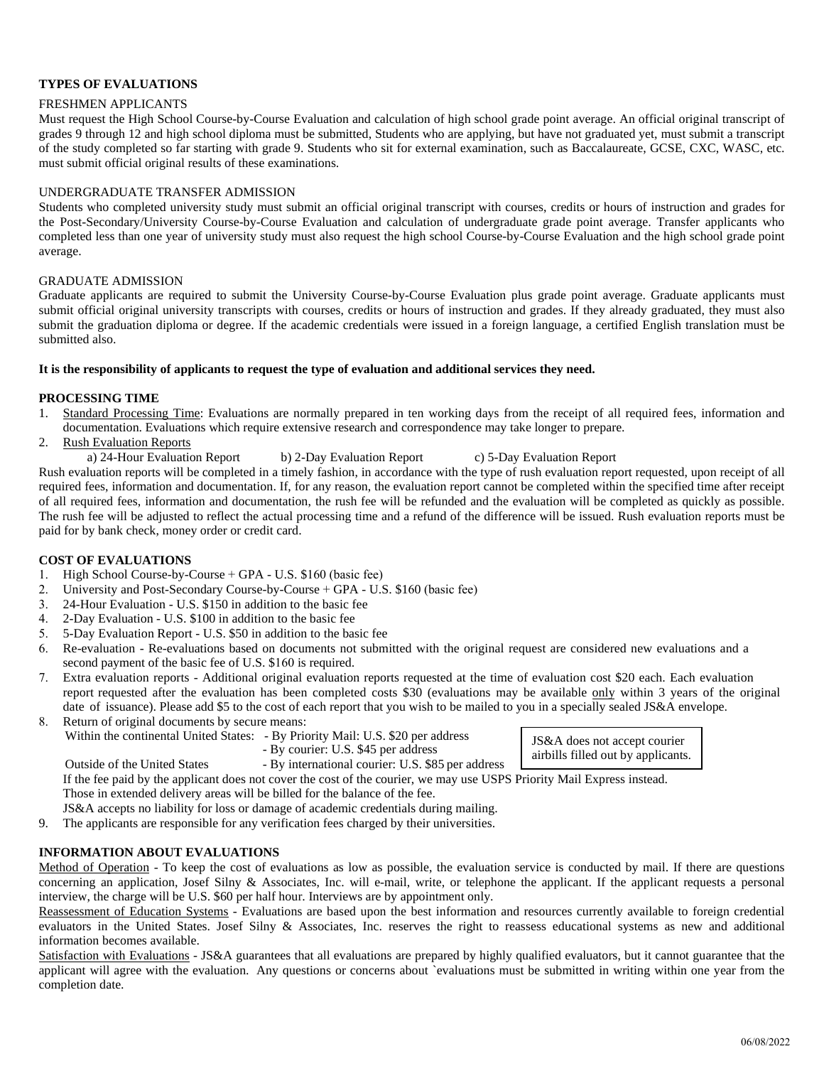## TYPES OF EVALUATIONS

FRESHMEN APPLICANTS

Must request the High School Course-by-Course Evaluation and calculation of high school grade point average. An official original transcript of grades 9 through 12 and high school diploma must be submitted, Students who are applying, but have not graduated yet, must submit a transcript of the study completed so far starting with grade 9. Students who sit for external examination, such as Baccalaureate, GCSE, CXC, WASC, etc. must submit official original results of these examinations.

UNDERGRADUATE TRANSFER ADMISSION

Students who completed university study must submit an official original transcript with courses, credits or hours of instruction and grades for the Post-Secondary/University Course-by-Course Evaluation and calculation of undergraduate grade point average. Transfer applicants who completed less than one year of university study must also request the high school Course-by-Course Evaluation and the high school grade point average.

GRADUATE ADMISSION

Graduate applicants are required to submit the University Course-by-Course Evaluation plus grade point average. Graduate applicants must submit official original university transcripts with courses, credits or hours of instruction and grades. If they already graduated, they must also submit the graduation diploma or degree. If the academic credentials were issued in a foreign language, a certified English translation must be submitted also.

**It is the responsibility of applicants to request the type of evaluation and additional services they need.**

## PROCESSING TIME

1. Standard Processing Time: Evaluations are normally prepared in ten working days from the receipt of all required fees, information and documentation. Evaluations which require extensive research and correspondence may take longer to prepare.
2. Rush Evaluation Reports
   a) 24-Hour Evaluation Report  b) 2-Day Evaluation Report  c) 5-Day Evaluation Report

Rush evaluation reports will be completed in a timely fashion, in accordance with the type of rush evaluation report requested, upon receipt of all required fees, information and documentation. If, for any reason, the evaluation report cannot be completed within the specified time after receipt of all required fees, information and documentation, the rush fee will be refunded and the evaluation will be completed as quickly as possible. The rush fee will be adjusted to reflect the actual processing time and a refund of the difference will be issued. Rush evaluation reports must be paid for by bank check, money order or credit card.

## COST OF EVALUATIONS

1. High School Course-by-Course + GPA - U.S. $160 (basic fee)
2. University and Post-Secondary Course-by-Course + GPA - U.S. $160 (basic fee)
3. 24-Hour Evaluation - U.S. $150 in addition to the basic fee
4. 2-Day Evaluation - U.S. $100 in addition to the basic fee
5. 5-Day Evaluation Report - U.S. $50 in addition to the basic fee
6. Re-evaluation - Re-evaluations based on documents not submitted with the original request are considered new evaluations and a second payment of the basic fee of U.S. $160 is required.
7. Extra evaluation reports - Additional original evaluation reports requested at the time of evaluation cost $20 each. Each evaluation report requested after the evaluation has been completed costs $30 (evaluations may be available only within 3 years of the original date of issuance). Please add $5 to the cost of each report that you wish to be mailed to you in a specially sealed JS&A envelope.
8. Return of original documents by secure means:
   Within the continental United States: - By Priority Mail: U.S. $20 per address
   - By courier: U.S. $45 per address
   Outside of the United States - By international courier: U.S. $85 per address

   JS&A does not accept courier airbills filled out by applicants.

   If the fee paid by the applicant does not cover the cost of the courier, we may use USPS Priority Mail Express instead.
   Those in extended delivery areas will be billed for the balance of the fee.
   JS&A accepts no liability for loss or damage of academic credentials during mailing.
9. The applicants are responsible for any verification fees charged by their universities.

## INFORMATION ABOUT EVALUATIONS

Method of Operation - To keep the cost of evaluations as low as possible, the evaluation service is conducted by mail. If there are questions concerning an application, Josef Silny & Associates, Inc. will e-mail, write, or telephone the applicant. If the applicant requests a personal interview, the charge will be U.S. $60 per half hour. Interviews are by appointment only.

Reassessment of Education Systems - Evaluations are based upon the best information and resources currently available to foreign credential evaluators in the United States. Josef Silny & Associates, Inc. reserves the right to reassess educational systems as new and additional information becomes available.

Satisfaction with Evaluations - JS&A guarantees that all evaluations are prepared by highly qualified evaluators, but it cannot guarantee that the applicant will agree with the evaluation. Any questions or concerns about `evaluations must be submitted in writing within one year from the completion date.

06/08/2022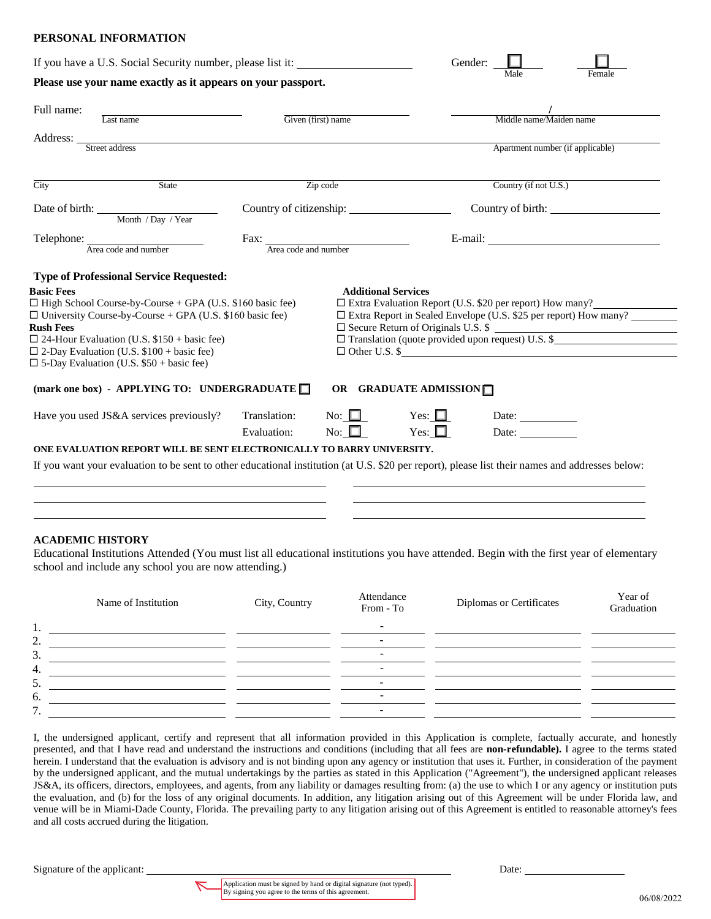## PERSONAL INFORMATION

If you have a U.S. Social Security number, please list it: ____________________ Gender: ☐ Male ☐ Female

**Please use your name exactly as it appears on your passport.**

Full name: ____________________ ____________________ ____________ / ____________
Last name | Given (first) name | Middle name/Maiden name

Address: ____________________________________________ ____________________
Street address | Apartment number (if applicable)

____________ ____________ ____________ ____________
City | State | Zip code | Country (if not U.S.)

Date of birth: ____________________ Country of citizenship: ____________________ Country of birth: ____________________
Month / Day / Year

Telephone: ____________________ Fax: ____________________ E-mail: ____________________
Area code and number | Area code and number

### Type of Professional Service Requested:

**Basic Fees**

☐ High School Course-by-Course + GPA (U.S. $160 basic fee)
☐ University Course-by-Course + GPA (U.S. $160 basic fee)

**Rush Fees**

☐ 24-Hour Evaluation (U.S. $150 + basic fee)
☐ 2-Day Evaluation (U.S. $100 + basic fee)
☐ 5-Day Evaluation (U.S. $50 + basic fee)

**Additional Services**

☐ Extra Evaluation Report (U.S. $20 per report) How many? ____________
☐ Extra Report in Sealed Envelope (U.S. $25 per report) How many? ____________
☐ Secure Return of Originals U.S. $ ____________
☐ Translation (quote provided upon request) U.S. $ ____________
☐ Other U.S. $ ____________

**(mark one box) - APPLYING TO: UNDERGRADUATE ☐ OR GRADUATE ADMISSION ☐**

Have you used JS&A services previously?

Translation: No: ☐ Yes: ☐ Date: ____________
Evaluation: No: ☐ Yes: ☐ Date: ____________

**ONE EVALUATION REPORT WILL BE SENT ELECTRONICALLY TO BARRY UNIVERSITY.**

If you want your evaluation to be sent to other educational institution (at U.S. $20 per report), please list their names and addresses below:

____________________________________________

____________________________________________

____________________________________________

## ACADEMIC HISTORY

Educational Institutions Attended (You must list all educational institutions you have attended. Begin with the first year of elementary school and include any school you are now attending.)

| | Name of Institution | City, Country | Attendance From - To | Diplomas or Certificates | Year of Graduation |
|---|---|---|---|---|---|
| 1. | | | - | | |
| 2. | | | - | | |
| 3. | | | - | | |
| 4. | | | - | | |
| 5. | | | - | | |
| 6. | | | - | | |
| 7. | | | - | | |

I, the undersigned applicant, certify and represent that all information provided in this Application is complete, factually accurate, and honestly presented, and that I have read and understand the instructions and conditions (including that all fees are **non-refundable).** I agree to the terms stated herein. I understand that the evaluation is advisory and is not binding upon any agency or institution that uses it. Further, in consideration of the payment by the undersigned applicant, and the mutual undertakings by the parties as stated in this Application ("Agreement"), the undersigned applicant releases JS&A, its officers, directors, employees, and agents, from any liability or damages resulting from: (a) the use to which I or any agency or institution puts the evaluation, and (b) for the loss of any original documents. In addition, any litigation arising out of this Agreement will be under Florida law, and venue will be in Miami-Dade County, Florida. The prevailing party to any litigation arising out of this Agreement is entitled to reasonable attorney's fees and all costs accrued during the litigation.

Signature of the applicant: ________________________________________ Date: ____________________

Application must be signed by hand or digital signature (not typed). By signing you agree to the terms of this agreement.

06/08/2022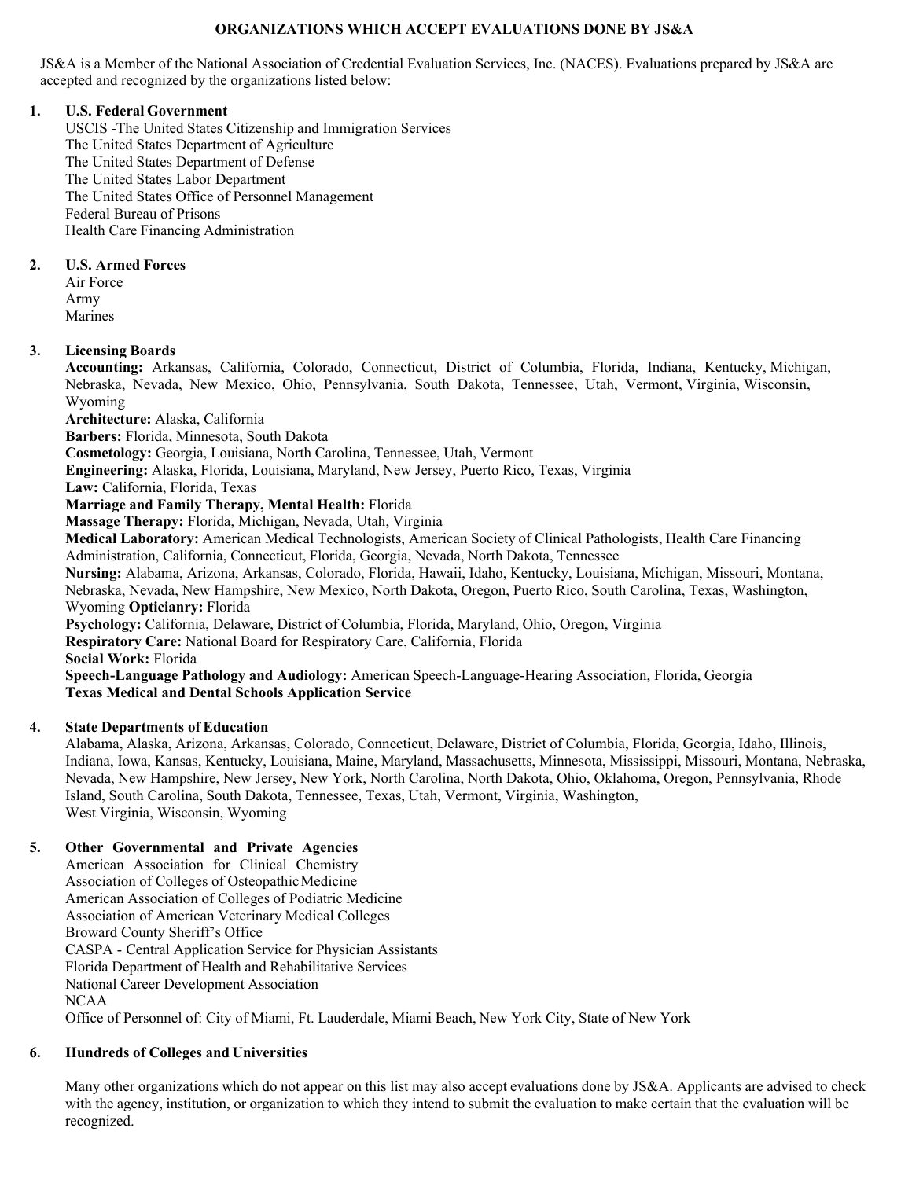# ORGANIZATIONS WHICH ACCEPT EVALUATIONS DONE BY JS&A

JS&A is a Member of the National Association of Credential Evaluation Services, Inc. (NACES). Evaluations prepared by JS&A are accepted and recognized by the organizations listed below:

1. **U.S. Federal Government**
   USCIS -The United States Citizenship and Immigration Services
   The United States Department of Agriculture
   The United States Department of Defense
   The United States Labor Department
   The United States Office of Personnel Management
   Federal Bureau of Prisons
   Health Care Financing Administration

2. **U.S. Armed Forces**
   Air Force
   Army
   Marines

3. **Licensing Boards**
   **Accounting:** Arkansas, California, Colorado, Connecticut, District of Columbia, Florida, Indiana, Kentucky, Michigan, Nebraska, Nevada, New Mexico, Ohio, Pennsylvania, South Dakota, Tennessee, Utah, Vermont, Virginia, Wisconsin, Wyoming
   **Architecture:** Alaska, California
   **Barbers:** Florida, Minnesota, South Dakota
   **Cosmetology:** Georgia, Louisiana, North Carolina, Tennessee, Utah, Vermont
   **Engineering:** Alaska, Florida, Louisiana, Maryland, New Jersey, Puerto Rico, Texas, Virginia
   **Law:** California, Florida, Texas
   **Marriage and Family Therapy, Mental Health:** Florida
   **Massage Therapy:** Florida, Michigan, Nevada, Utah, Virginia
   **Medical Laboratory:** American Medical Technologists, American Society of Clinical Pathologists, Health Care Financing Administration, California, Connecticut, Florida, Georgia, Nevada, North Dakota, Tennessee
   **Nursing:** Alabama, Arizona, Arkansas, Colorado, Florida, Hawaii, Idaho, Kentucky, Louisiana, Michigan, Missouri, Montana, Nebraska, Nevada, New Hampshire, New Mexico, North Dakota, Oregon, Puerto Rico, South Carolina, Texas, Washington, Wyoming **Opticianry:** Florida
   **Psychology:** California, Delaware, District of Columbia, Florida, Maryland, Ohio, Oregon, Virginia
   **Respiratory Care:** National Board for Respiratory Care, California, Florida
   **Social Work:** Florida
   **Speech-Language Pathology and Audiology:** American Speech-Language-Hearing Association, Florida, Georgia
   **Texas Medical and Dental Schools Application Service**

4. **State Departments of Education**
   Alabama, Alaska, Arizona, Arkansas, Colorado, Connecticut, Delaware, District of Columbia, Florida, Georgia, Idaho, Illinois, Indiana, Iowa, Kansas, Kentucky, Louisiana, Maine, Maryland, Massachusetts, Minnesota, Mississippi, Missouri, Montana, Nebraska, Nevada, New Hampshire, New Jersey, New York, North Carolina, North Dakota, Ohio, Oklahoma, Oregon, Pennsylvania, Rhode Island, South Carolina, South Dakota, Tennessee, Texas, Utah, Vermont, Virginia, Washington, West Virginia, Wisconsin, Wyoming

5. **Other Governmental and Private Agencies**
   American Association for Clinical Chemistry
   Association of Colleges of Osteopathic Medicine
   American Association of Colleges of Podiatric Medicine
   Association of American Veterinary Medical Colleges
   Broward County Sheriff's Office
   CASPA - Central Application Service for Physician Assistants
   Florida Department of Health and Rehabilitative Services
   National Career Development Association
   NCAA
   Office of Personnel of: City of Miami, Ft. Lauderdale, Miami Beach, New York City, State of New York

6. **Hundreds of Colleges and Universities**

   Many other organizations which do not appear on this list may also accept evaluations done by JS&A. Applicants are advised to check with the agency, institution, or organization to which they intend to submit the evaluation to make certain that the evaluation will be recognized.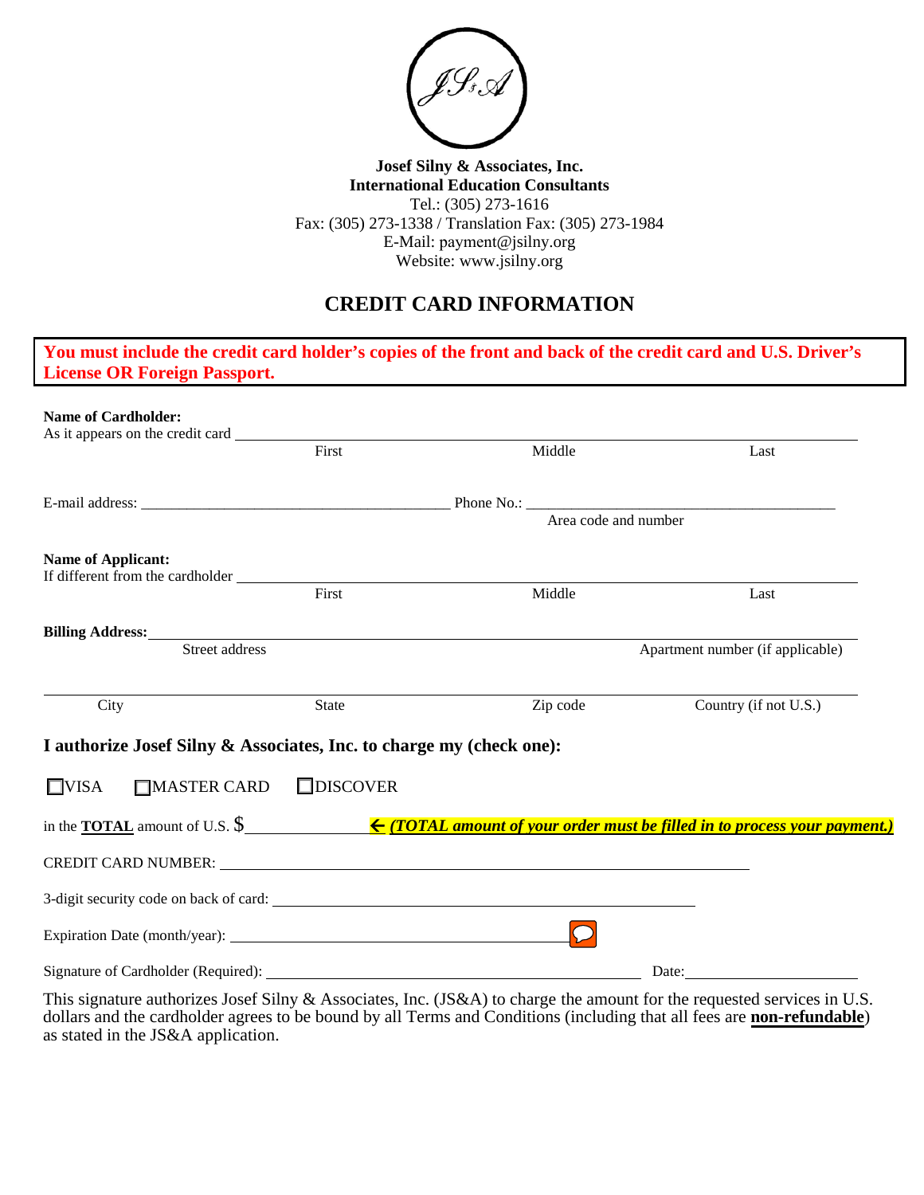**Josef Silny & Associates, Inc.**
**International Education Consultants**
Tel.: (305) 273-1616
Fax: (305) 273-1338 / Translation Fax: (305) 273-1984
E-Mail: payment@jsilny.org
Website: www.jsilny.org

## CREDIT CARD INFORMATION

**You must include the credit card holder's copies of the front and back of the credit card and U.S. Driver's License OR Foreign Passport.**

**Name of Cardholder:**
As it appears on the credit card ______________________________
First Middle Last

E-mail address: ______________________________ Phone No.: ______________________________
Area code and number

**Name of Applicant:**
If different from the cardholder ______________________________
First Middle Last

**Billing Address:** ______________________________
Street address Apartment number (if applicable)

______________________________
City State Zip code Country (if not U.S.)

**I authorize Josef Silny & Associates, Inc. to charge my (check one):**

☐ VISA ☐ MASTER CARD ☐ DISCOVER

in the **TOTAL** amount of U.S. $ ______________ ← ***(TOTAL amount of your order must be filled in to process your payment.)***

CREDIT CARD NUMBER: ______________________________

3-digit security code on back of card: ______________________________

Expiration Date (month/year): ______________________________

Signature of Cardholder (Required): ______________________________ Date: ______________

This signature authorizes Josef Silny & Associates, Inc. (JS&A) to charge the amount for the requested services in U.S. dollars and the cardholder agrees to be bound by all Terms and Conditions (including that all fees are **non-refundable**) as stated in the JS&A application.